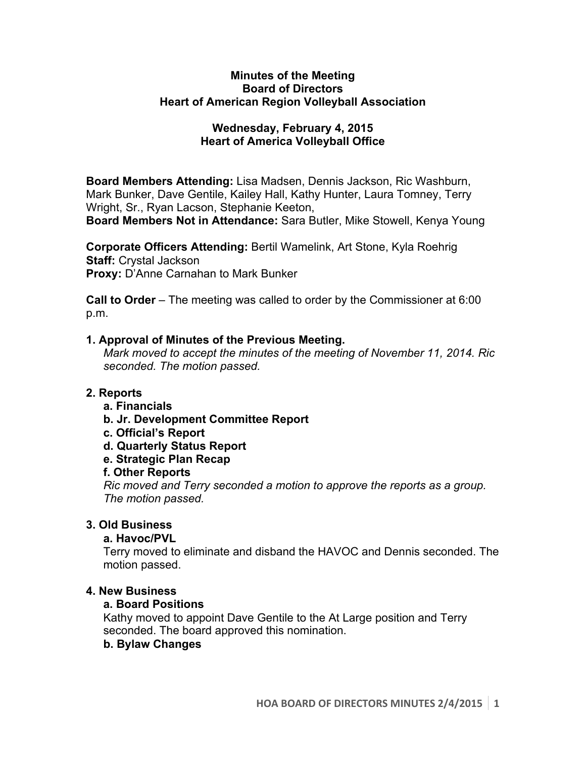**Minutes of the Meeting**
**Board of Directors**
**Heart of American Region Volleyball Association**

**Wednesday, February 4, 2015**
**Heart of America Volleyball Office**

**Board Members Attending:** Lisa Madsen, Dennis Jackson, Ric Washburn, Mark Bunker, Dave Gentile, Kailey Hall, Kathy Hunter, Laura Tomney, Terry Wright, Sr., Ryan Lacson, Stephanie Keeton,
**Board Members Not in Attendance:** Sara Butler, Mike Stowell, Kenya Young

**Corporate Officers Attending:** Bertil Wamelink, Art Stone, Kyla Roehrig
**Staff:** Crystal Jackson
**Proxy:** D'Anne Carnahan to Mark Bunker

**Call to Order** – The meeting was called to order by the Commissioner at 6:00 p.m.

**1. Approval of Minutes of the Previous Meeting.**

*Mark moved to accept the minutes of the meeting of November 11, 2014. Ric seconded. The motion passed.*

**2. Reports**

- **a. Financials**
- **b. Jr. Development Committee Report**
- **c. Official's Report**
- **d. Quarterly Status Report**
- **e. Strategic Plan Recap**
- **f. Other Reports**

*Ric moved and Terry seconded a motion to approve the reports as a group. The motion passed.*

**3. Old Business**

**a. Havoc/PVL**

Terry moved to eliminate and disband the HAVOC and Dennis seconded. The motion passed.

**4. New Business**

**a. Board Positions**

Kathy moved to appoint Dave Gentile to the At Large position and Terry seconded. The board approved this nomination.

**b. Bylaw Changes**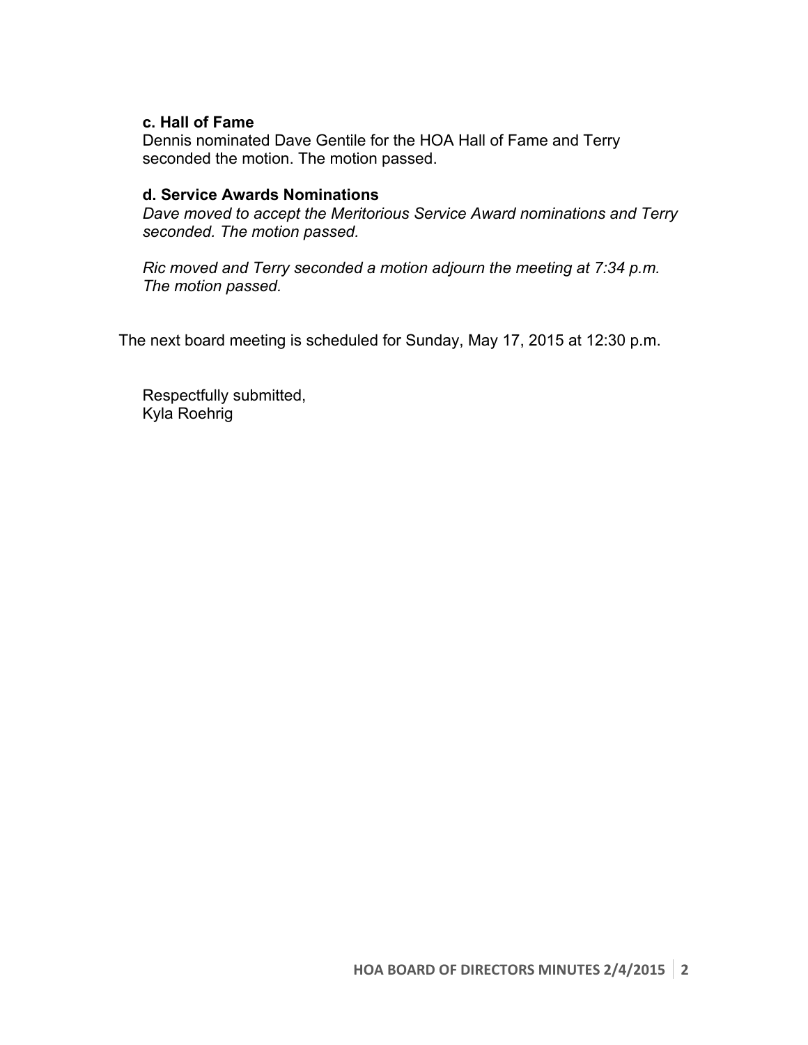**c. Hall of Fame**

Dennis nominated Dave Gentile for the HOA Hall of Fame and Terry seconded the motion. The motion passed.

**d. Service Awards Nominations**

*Dave moved to accept the Meritorious Service Award nominations and Terry seconded. The motion passed.*

*Ric moved and Terry seconded a motion adjourn the meeting at 7:34 p.m. The motion passed.*

The next board meeting is scheduled for Sunday, May 17, 2015 at 12:30 p.m.

Respectfully submitted,
Kyla Roehrig